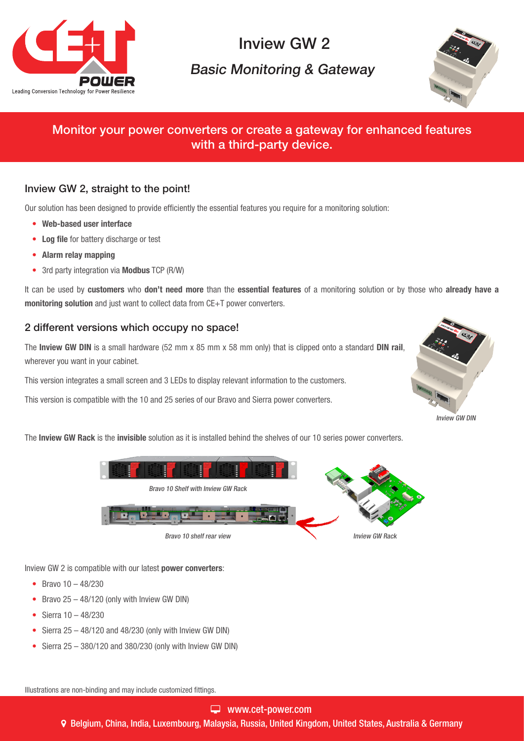# Inview GW 2

*Basic Monitoring & Gateway*

## Monitor your power converters or create a gateway for enhanced features with a third-party device.

### Inview GW 2, straight to the point!

Our solution has been designed to provide efficiently the essential features you require for a monitoring solution:

- **Web-based user interface**
- **Log file** for battery discharge or test
- **Alarm relay mapping**
- 3rd party integration via **Modbus** TCP (R/W)

It can be used by **customers** who **don't need more** than the **essential features** of a monitoring solution or by those who **already have a monitoring solution** and just want to collect data from CE+T power converters.

### 2 different versions which occupy no space!

The **Inview GW DIN** is a small hardware (52 mm x 85 mm x 58 mm only) that is clipped onto a standard **DIN rail**, wherever you want in your cabinet.

This version integrates a small screen and 3 LEDs to display relevant information to the customers.

This version is compatible with the 10 and 25 series of our Bravo and Sierra power converters.

*Inview GW DIN*

The **Inview GW Rack** is the **invisible** solution as it is installed behind the shelves of our 10 series power converters.

*Bravo 10 Shelf with Inview GW Rack*

*Bravo 10 shelf rear view*

*Inview GW Rack*

Inview GW 2 is compatible with our latest **power converters**:

- Bravo 10 – 48/230
- Bravo 25 – 48/120 (only with Inview GW DIN)
- Sierra 10 – 48/230
- Sierra 25 – 48/120 and 48/230 (only with Inview GW DIN)
- Sierra 25 – 380/120 and 380/230 (only with Inview GW DIN)

Illustrations are non-binding and may include customized fittings.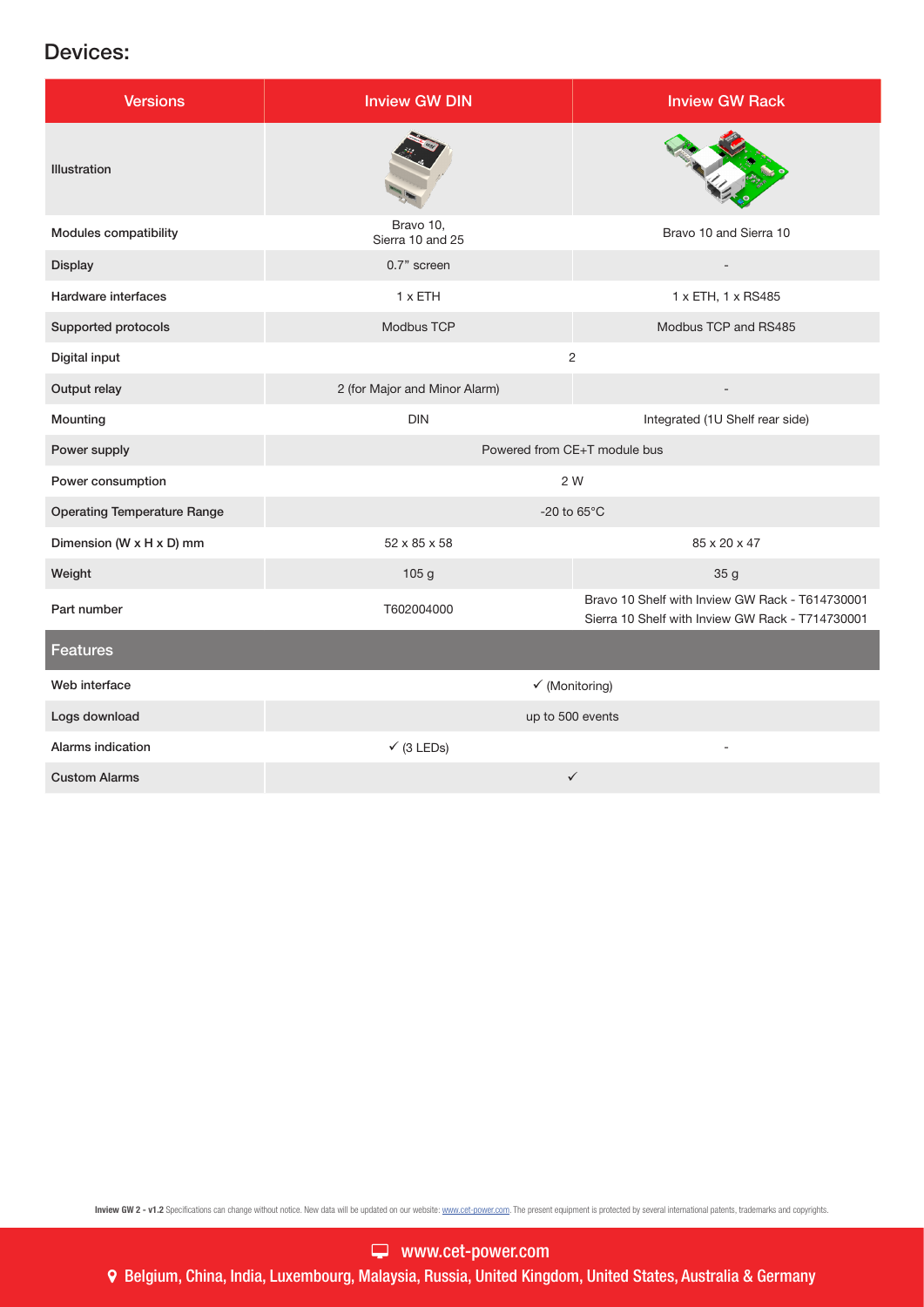## Devices:

| Versions | Inview GW DIN | Inview GW Rack |
|---|---|---|
| Illustration | | |
| Modules compatibility | Bravo 10, Sierra 10 and 25 | Bravo 10 and Sierra 10 |
| Display | 0.7" screen | - |
| Hardware interfaces | 1 x ETH | 1 x ETH, 1 x RS485 |
| Supported protocols | Modbus TCP | Modbus TCP and RS485 |
| Digital input | 2 | |
| Output relay | 2 (for Major and Minor Alarm) | - |
| Mounting | DIN | Integrated (1U Shelf rear side) |
| Power supply | Powered from CE+T module bus | |
| Power consumption | 2 W | |
| Operating Temperature Range | -20 to 65°C | |
| Dimension (W x H x D) mm | 52 x 85 x 58 | 85 x 20 x 47 |
| Weight | 105 g | 35 g |
| Part number | T602004000 | Bravo 10 Shelf with Inview GW Rack - T614730001<br>Sierra 10 Shelf with Inview GW Rack - T714730001 |
| **Features** | | |
| Web interface | ✓ (Monitoring) | |
| Logs download | up to 500 events | |
| Alarms indication | ✓ (3 LEDs) | - |
| Custom Alarms | ✓ | |

**Inview GW 2 - v1.2** Specifications can change without notice. New data will be updated on our website: www.cet-power.com. The present equipment is protected by several international patents, trademarks and copyrights.

www.cet-power.com

Belgium, China, India, Luxembourg, Malaysia, Russia, United Kingdom, United States, Australia & Germany